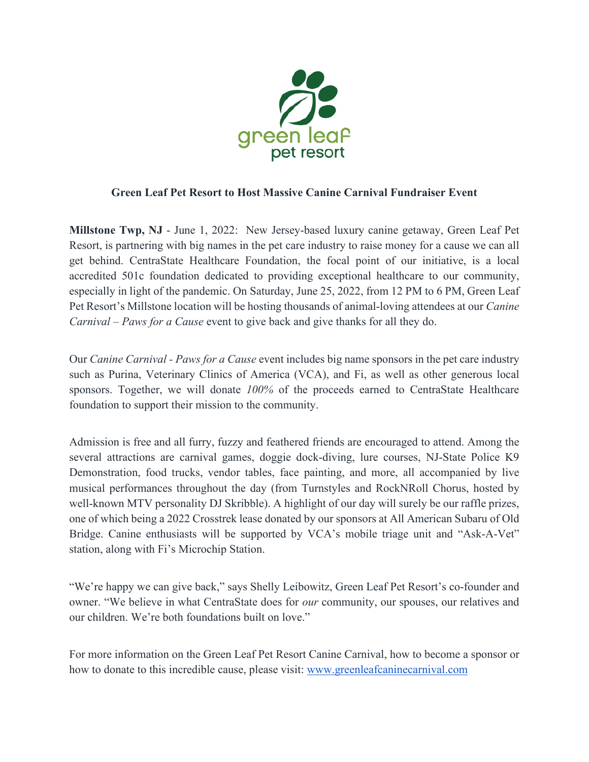green leaf
pet resort

**Green Leaf Pet Resort to Host Massive Canine Carnival Fundraiser Event**

**Millstone Twp, NJ** - June 1, 2022: New Jersey-based luxury canine getaway, Green Leaf Pet Resort, is partnering with big names in the pet care industry to raise money for a cause we can all get behind. CentraState Healthcare Foundation, the focal point of our initiative, is a local accredited 501c foundation dedicated to providing exceptional healthcare to our community, especially in light of the pandemic. On Saturday, June 25, 2022, from 12 PM to 6 PM, Green Leaf Pet Resort's Millstone location will be hosting thousands of animal-loving attendees at our *Canine Carnival – Paws for a Cause* event to give back and give thanks for all they do.

Our *Canine Carnival - Paws for a Cause* event includes big name sponsors in the pet care industry such as Purina, Veterinary Clinics of America (VCA), and Fi, as well as other generous local sponsors. Together, we will donate *100%* of the proceeds earned to CentraState Healthcare foundation to support their mission to the community.

Admission is free and all furry, fuzzy and feathered friends are encouraged to attend. Among the several attractions are carnival games, doggie dock-diving, lure courses, NJ-State Police K9 Demonstration, food trucks, vendor tables, face painting, and more, all accompanied by live musical performances throughout the day (from Turnstyles and RockNRoll Chorus, hosted by well-known MTV personality DJ Skribble). A highlight of our day will surely be our raffle prizes, one of which being a 2022 Crosstrek lease donated by our sponsors at All American Subaru of Old Bridge. Canine enthusiasts will be supported by VCA's mobile triage unit and "Ask-A-Vet" station, along with Fi's Microchip Station.

"We're happy we can give back," says Shelly Leibowitz, Green Leaf Pet Resort's co-founder and owner. "We believe in what CentraState does for *our* community, our spouses, our relatives and our children. We're both foundations built on love."

For more information on the Green Leaf Pet Resort Canine Carnival, how to become a sponsor or how to donate to this incredible cause, please visit: [www.greenleafcaninecarnival.com](http://www.greenleafcaninecarnival.com)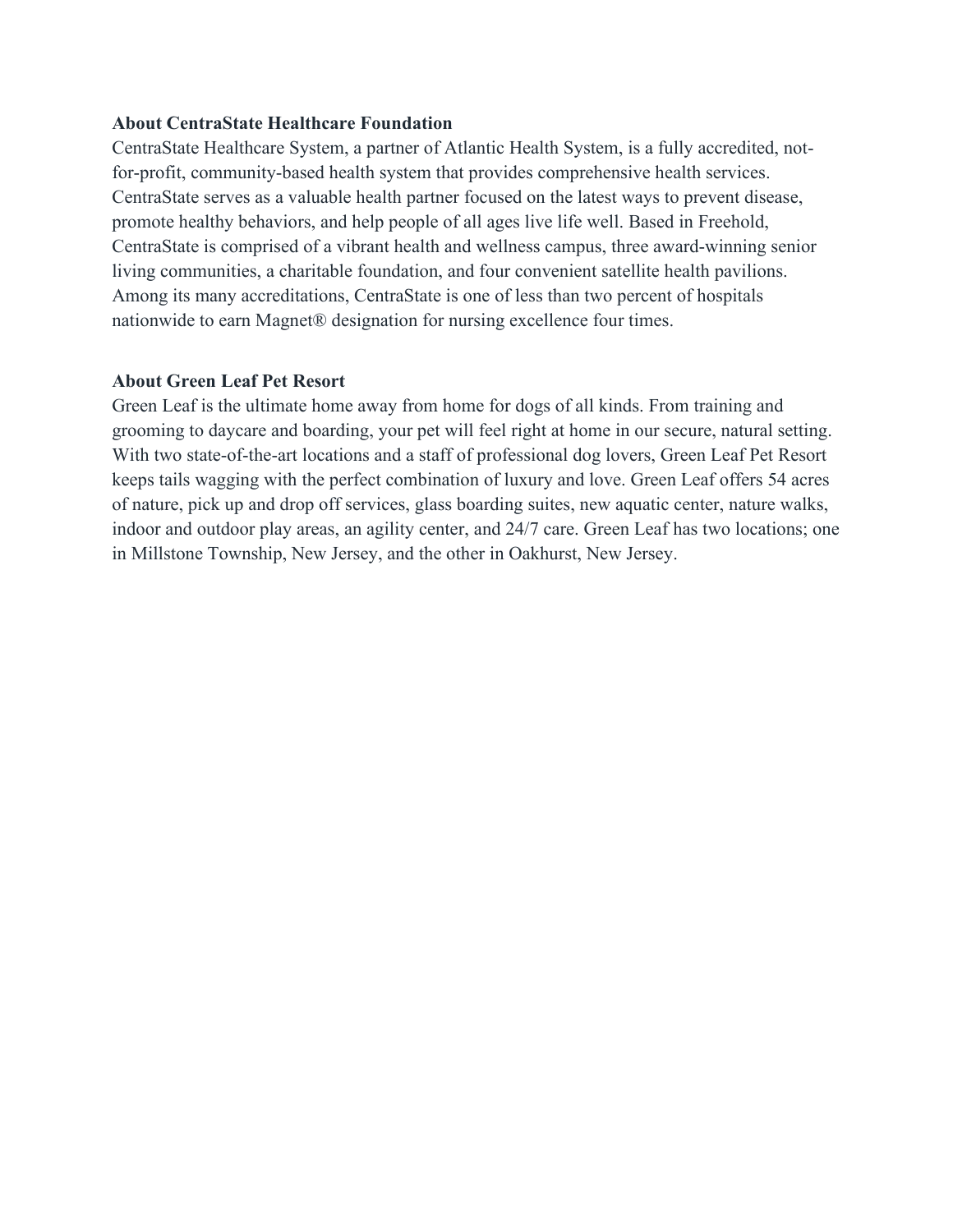**About CentraState Healthcare Foundation**

CentraState Healthcare System, a partner of Atlantic Health System, is a fully accredited, not-for-profit, community-based health system that provides comprehensive health services. CentraState serves as a valuable health partner focused on the latest ways to prevent disease, promote healthy behaviors, and help people of all ages live life well. Based in Freehold, CentraState is comprised of a vibrant health and wellness campus, three award-winning senior living communities, a charitable foundation, and four convenient satellite health pavilions. Among its many accreditations, CentraState is one of less than two percent of hospitals nationwide to earn Magnet® designation for nursing excellence four times.

**About Green Leaf Pet Resort**

Green Leaf is the ultimate home away from home for dogs of all kinds. From training and grooming to daycare and boarding, your pet will feel right at home in our secure, natural setting. With two state-of-the-art locations and a staff of professional dog lovers, Green Leaf Pet Resort keeps tails wagging with the perfect combination of luxury and love. Green Leaf offers 54 acres of nature, pick up and drop off services, glass boarding suites, new aquatic center, nature walks, indoor and outdoor play areas, an agility center, and 24/7 care. Green Leaf has two locations; one in Millstone Township, New Jersey, and the other in Oakhurst, New Jersey.